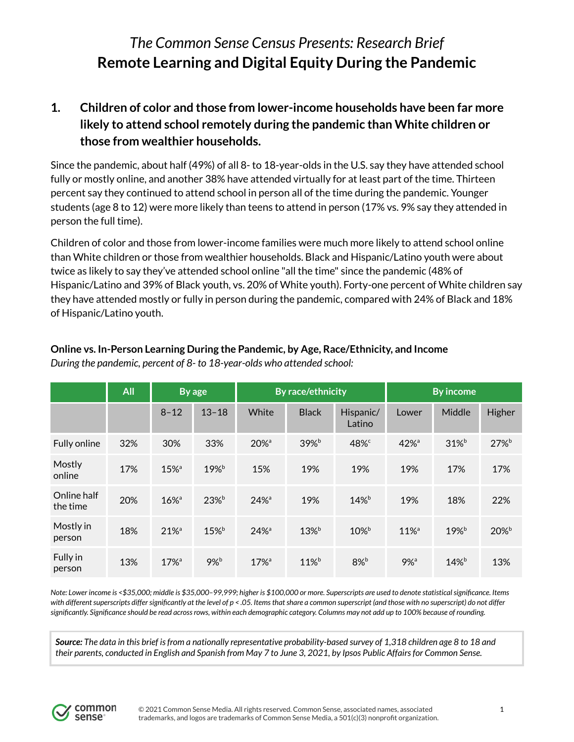*The Common Sense Census Presents: Research Brief*

# Remote Learning and Digital Equity During the Pandemic

## 1. Children of color and those from lower-income households have been far more likely to attend school remotely during the pandemic than White children or those from wealthier households.

Since the pandemic, about half (49%) of all 8- to 18-year-olds in the U.S. say they have attended school fully or mostly online, and another 38% have attended virtually for at least part of the time. Thirteen percent say they continued to attend school in person all of the time during the pandemic. Younger students (age 8 to 12) were more likely than teens to attend in person (17% vs. 9% say they attended in person the full time).

Children of color and those from lower-income families were much more likely to attend school online than White children or those from wealthier households. Black and Hispanic/Latino youth were about twice as likely to say they've attended school online "all the time" since the pandemic (48% of Hispanic/Latino and 39% of Black youth, vs. 20% of White youth). Forty-one percent of White children say they have attended mostly or fully in person during the pandemic, compared with 24% of Black and 18% of Hispanic/Latino youth.

**Online vs. In-Person Learning During the Pandemic, by Age, Race/Ethnicity, and Income**

*During the pandemic, percent of 8- to 18-year-olds who attended school:*

| | All | By age | | By race/ethnicity | | | By income | | |
|---|---|---|---|---|---|---|---|---|---|
| | | 8–12 | 13–18 | White | Black | Hispanic/ Latino | Lower | Middle | Higher |
| Fully online | 32% | 30% | 33% | 20%[a] | 39%[b] | 48%[c] | 42%[a] | 31%[b] | 27%[b] |
| Mostly online | 17% | 15%[a] | 19%[b] | 15% | 19% | 19% | 19% | 17% | 17% |
| Online half the time | 20% | 16%[a] | 23%[b] | 24%[a] | 19% | 14%[b] | 19% | 18% | 22% |
| Mostly in person | 18% | 21%[a] | 15%[b] | 24%[a] | 13%[b] | 10%[b] | 11%[a] | 19%[b] | 20%[b] |
| Fully in person | 13% | 17%[a] | 9%[b] | 17%[a] | 11%[b] | 8%[b] | 9%[a] | 14%[b] | 13% |

*Note: Lower income is <$35,000; middle is $35,000–99,999; higher is $100,000 or more. Superscripts are used to denote statistical significance. Items with different superscripts differ significantly at the level of $p < .05$. Items that share a common superscript (and those with no superscript) do not differ significantly. Significance should be read across rows, within each demographic category. Columns may not add up to 100% because of rounding.*

***Source:** The data in this brief is from a nationally representative probability-based survey of 1,318 children age 8 to 18 and their parents, conducted in English and Spanish from May 7 to June 3, 2021, by Ipsos Public Affairs for Common Sense.*

© 2021 Common Sense Media. All rights reserved. Common Sense, associated names, associated trademarks, and logos are trademarks of Common Sense Media, a 501(c)(3) nonprofit organization.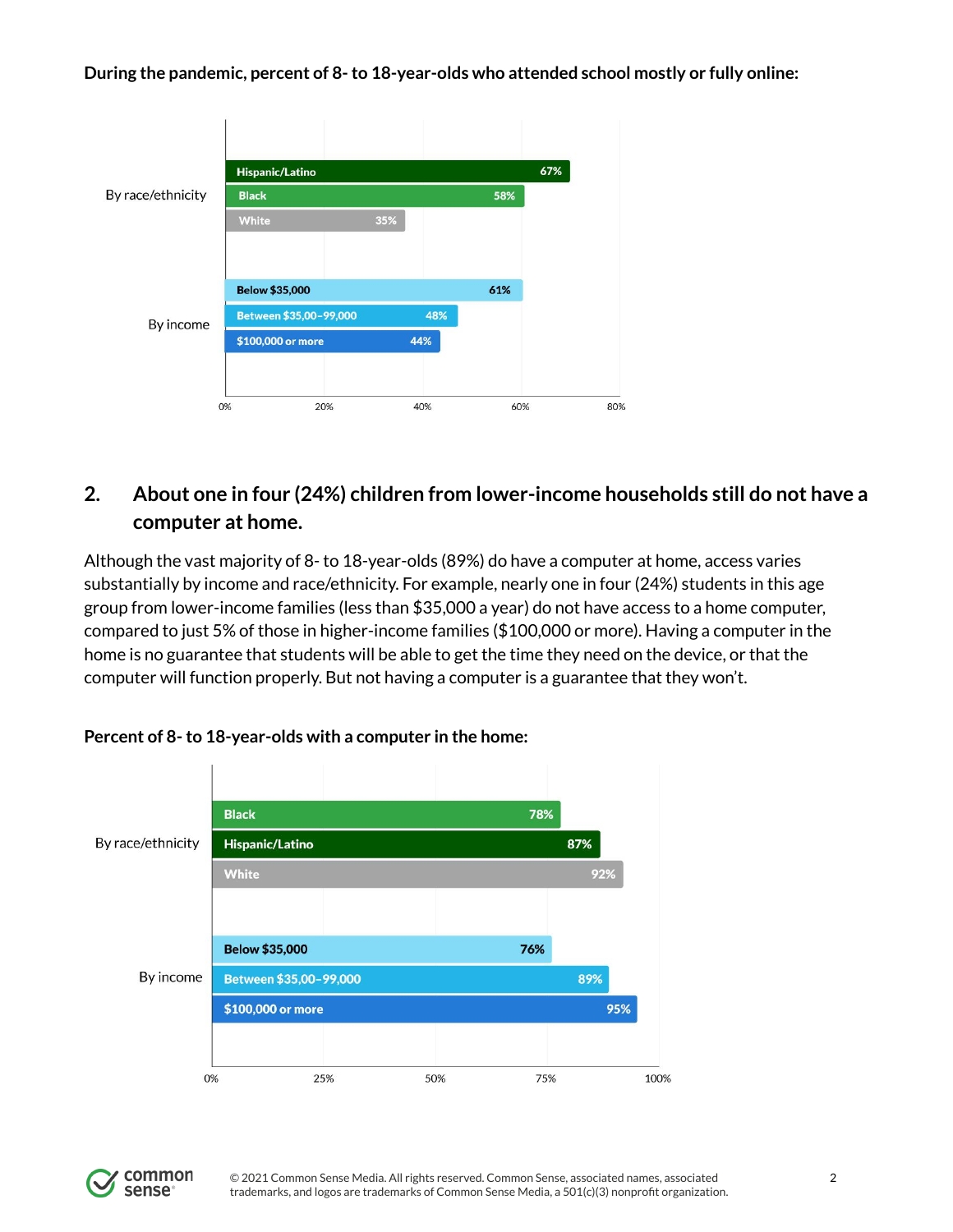**During the pandemic, percent of 8- to 18-year-olds who attended school mostly or fully online:**

| | | Percent |
|---|---|---|
| By race/ethnicity | Hispanic/Latino | 67% |
| | Black | 58% |
| | White | 35% |
| By income | Below $35,000 | 61% |
| | Between $35,00–99,000 | 48% |
| | $100,000 or more | 44% |

## 2. About one in four (24%) children from lower-income households still do not have a computer at home.

Although the vast majority of 8- to 18-year-olds (89%) do have a computer at home, access varies substantially by income and race/ethnicity. For example, nearly one in four (24%) students in this age group from lower-income families (less than $35,000 a year) do not have access to a home computer, compared to just 5% of those in higher-income families ($100,000 or more). Having a computer in the home is no guarantee that students will be able to get the time they need on the device, or that the computer will function properly. But not having a computer is a guarantee that they won't.

**Percent of 8- to 18-year-olds with a computer in the home:**

| | | Percent |
|---|---|---|
| By race/ethnicity | Black | 78% |
| | Hispanic/Latino | 87% |
| | White | 92% |
| By income | Below $35,000 | 76% |
| | Between $35,00–99,000 | 89% |
| | $100,000 or more | 95% |

© 2021 Common Sense Media. All rights reserved. Common Sense, associated names, associated trademarks, and logos are trademarks of Common Sense Media, a 501(c)(3) nonprofit organization.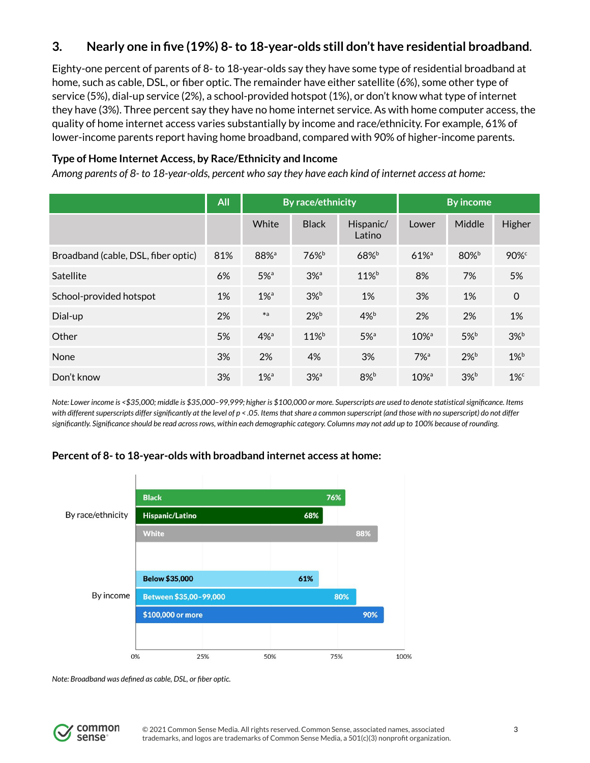## 3. Nearly one in five (19%) 8- to 18-year-olds still don't have residential broadband.

Eighty-one percent of parents of 8- to 18-year-olds say they have some type of residential broadband at home, such as cable, DSL, or fiber optic. The remainder have either satellite (6%), some other type of service (5%), dial-up service (2%), a school-provided hotspot (1%), or don't know what type of internet they have (3%). Three percent say they have no home internet service. As with home computer access, the quality of home internet access varies substantially by income and race/ethnicity. For example, 61% of lower-income parents report having home broadband, compared with 90% of higher-income parents.

**Type of Home Internet Access, by Race/Ethnicity and Income**

*Among parents of 8- to 18-year-olds, percent who say they have each kind of internet access at home:*

| | All | By race/ethnicity | | | By income | | |
|---|---|---|---|---|---|---|---|
| | | White | Black | Hispanic/ Latino | Lower | Middle | Higher |
| Broadband (cable, DSL, fiber optic) | 81% | 88%[a] | 76%[b] | 68%[b] | 61%[a] | 80%[b] | 90%[c] |
| Satellite | 6% | 5%[a] | 3%[a] | 11%[b] | 8% | 7% | 5% |
| School-provided hotspot | 1% | 1%[a] | 3%[b] | 1% | 3% | 1% | 0 |
| Dial-up | 2% | *[a] | 2%[b] | 4%[b] | 2% | 2% | 1% |
| Other | 5% | 4%[a] | 11%[b] | 5%[a] | 10%[a] | 5%[b] | 3%[b] |
| None | 3% | 2% | 4% | 3% | 7%[a] | 2%[b] | 1%[b] |
| Don't know | 3% | 1%[a] | 3%[a] | 8%[b] | 10%[a] | 3%[b] | 1%[c] |

*Note: Lower income is <$35,000; middle is $35,000–99,999; higher is $100,000 or more. Superscripts are used to denote statistical significance. Items with different superscripts differ significantly at the level of $p < .05$. Items that share a common superscript (and those with no superscript) do not differ significantly. Significance should be read across rows, within each demographic category. Columns may not add up to 100% because of rounding.*

**Percent of 8- to 18-year-olds with broadband internet access at home:**

| | | |
|---|---|---|
| By race/ethnicity | Black | 76% |
| | Hispanic/Latino | 68% |
| | White | 88% |
| By income | Below $35,000 | 61% |
| | Between $35,00–99,000 | 80% |
| | $100,000 or more | 90% |

*Note: Broadband was defined as cable, DSL, or fiber optic.*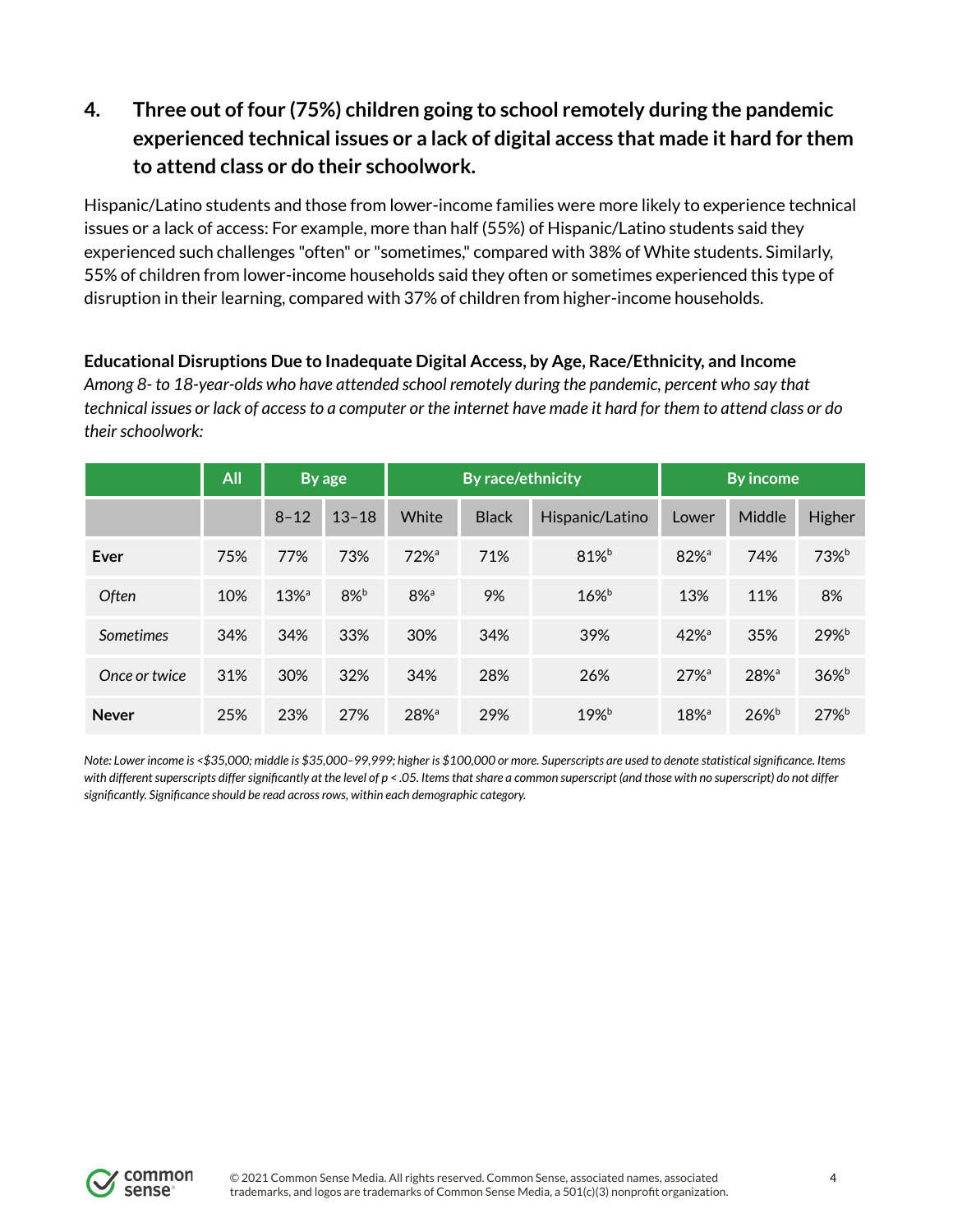## 4. Three out of four (75%) children going to school remotely during the pandemic experienced technical issues or a lack of digital access that made it hard for them to attend class or do their schoolwork.

Hispanic/Latino students and those from lower-income families were more likely to experience technical issues or a lack of access: For example, more than half (55%) of Hispanic/Latino students said they experienced such challenges "often" or "sometimes," compared with 38% of White students. Similarly, 55% of children from lower-income households said they often or sometimes experienced this type of disruption in their learning, compared with 37% of children from higher-income households.

**Educational Disruptions Due to Inadequate Digital Access, by Age, Race/Ethnicity, and Income**

*Among 8- to 18-year-olds who have attended school remotely during the pandemic, percent who say that technical issues or lack of access to a computer or the internet have made it hard for them to attend class or do their schoolwork:*

| | All | By age | | By race/ethnicity | | | By income | | |
|---|---|---|---|---|---|---|---|---|---|
| | | 8–12 | 13–18 | White | Black | Hispanic/Latino | Lower | Middle | Higher |
| **Ever** | 75% | 77% | 73% | 72%[a] | 71% | 81%[b] | 82%[a] | 74% | 73%[b] |
| *Often* | 10% | 13%[a] | 8%[b] | 8%[a] | 9% | 16%[b] | 13% | 11% | 8% |
| *Sometimes* | 34% | 34% | 33% | 30% | 34% | 39% | 42%[a] | 35% | 29%[b] |
| *Once or twice* | 31% | 30% | 32% | 34% | 28% | 26% | 27%[a] | 28%[a] | 36%[b] |
| **Never** | 25% | 23% | 27% | 28%[a] | 29% | 19%[b] | 18%[a] | 26%[b] | 27%[b] |

*Note: Lower income is <$35,000; middle is $35,000–99,999; higher is $100,000 or more. Superscripts are used to denote statistical significance. Items with different superscripts differ significantly at the level of $p < .05$. Items that share a common superscript (and those with no superscript) do not differ significantly. Significance should be read across rows, within each demographic category.*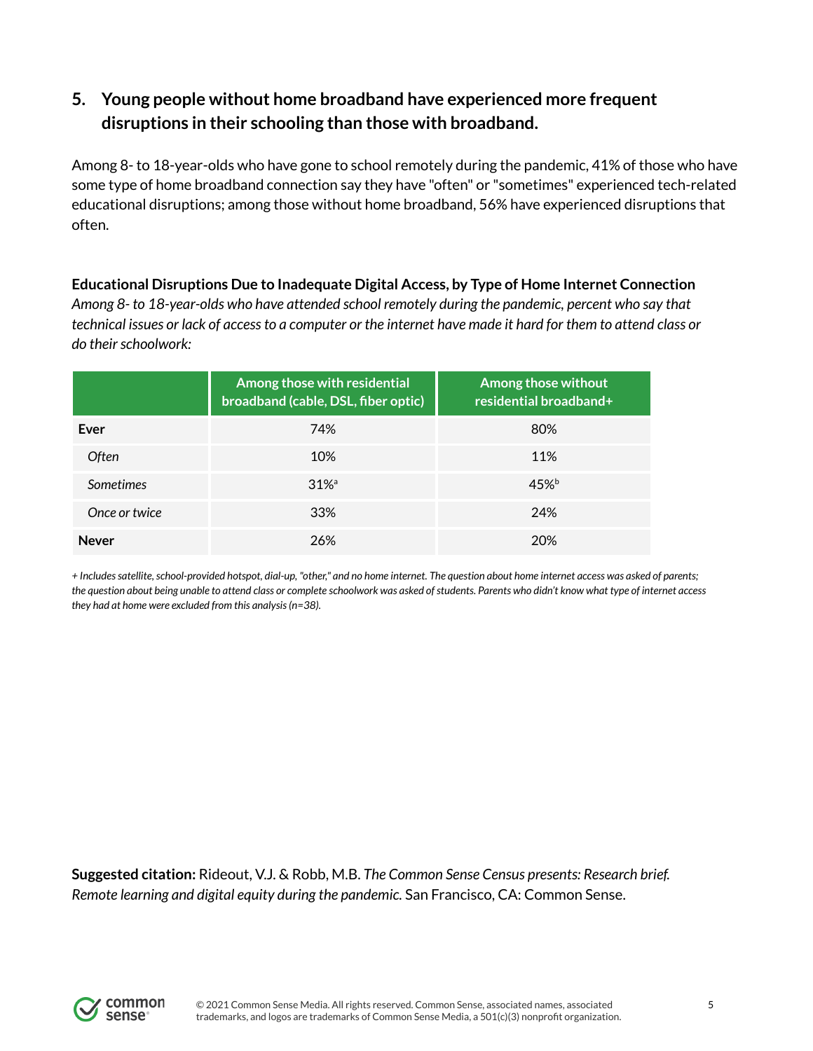### 5. Young people without home broadband have experienced more frequent disruptions in their schooling than those with broadband.

Among 8- to 18-year-olds who have gone to school remotely during the pandemic, 41% of those who have some type of home broadband connection say they have "often" or "sometimes" experienced tech-related educational disruptions; among those without home broadband, 56% have experienced disruptions that often.

**Educational Disruptions Due to Inadequate Digital Access, by Type of Home Internet Connection**

*Among 8- to 18-year-olds who have attended school remotely during the pandemic, percent who say that technical issues or lack of access to a computer or the internet have made it hard for them to attend class or do their schoolwork:*

| | Among those with residential broadband (cable, DSL, fiber optic) | Among those without residential broadband+ |
|---|---|---|
| **Ever** | 74% | 80% |
| *Often* | 10% | 11% |
| *Sometimes* | 31%[a] | 45%[b] |
| *Once or twice* | 33% | 24% |
| **Never** | 26% | 20% |

*+ Includes satellite, school-provided hotspot, dial-up, "other," and no home internet. The question about home internet access was asked of parents; the question about being unable to attend class or complete schoolwork was asked of students. Parents who didn't know what type of internet access they had at home were excluded from this analysis (n=38).*

**Suggested citation:** Rideout, V.J. & Robb, M.B. *The Common Sense Census presents: Research brief. Remote learning and digital equity during the pandemic.* San Francisco, CA: Common Sense.

© 2021 Common Sense Media. All rights reserved. Common Sense, associated names, associated trademarks, and logos are trademarks of Common Sense Media, a 501(c)(3) nonprofit organization.